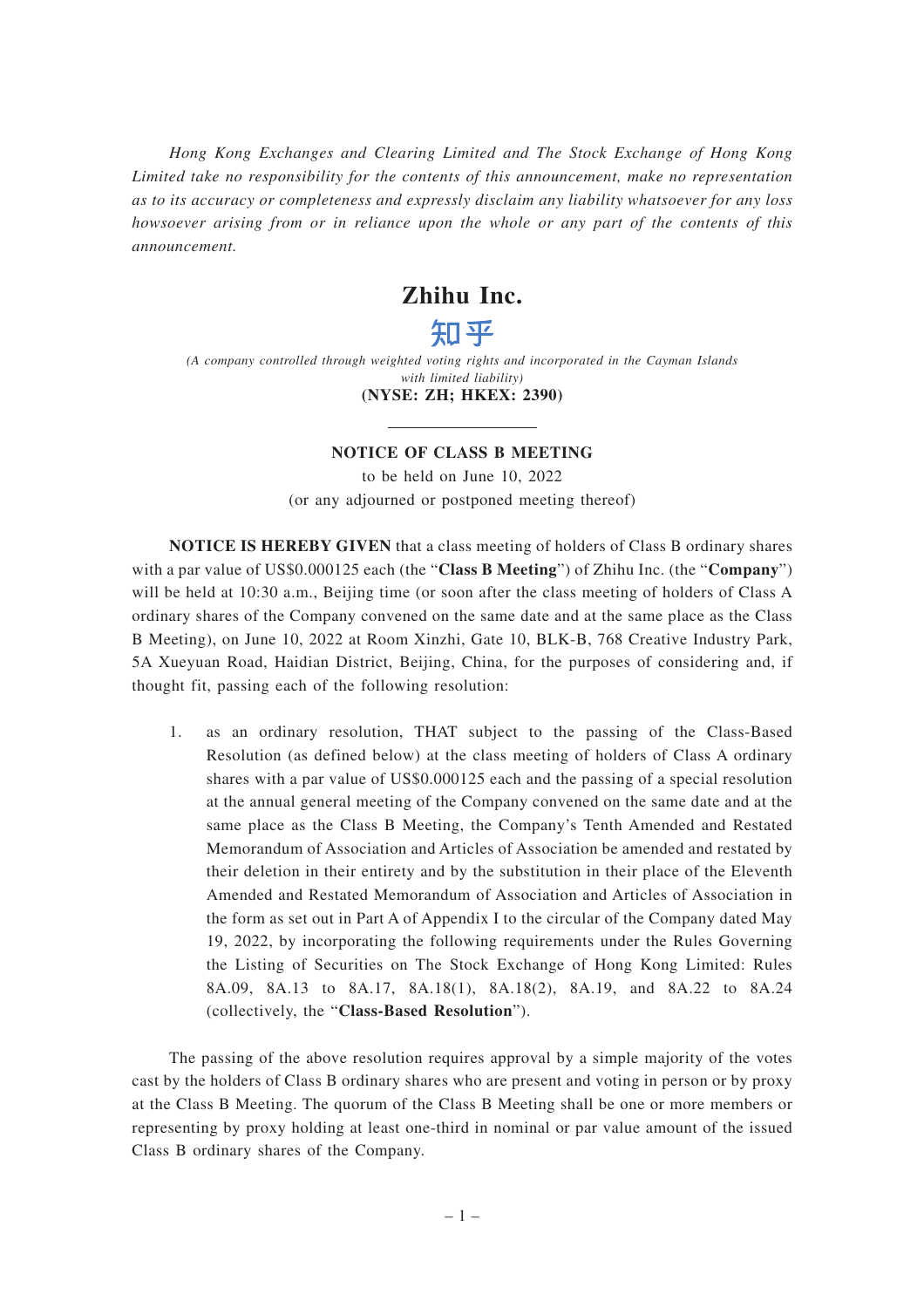*Hong Kong Exchanges and Clearing Limited and The Stock Exchange of Hong Kong Limited take no responsibility for the contents of this announcement, make no representation as to its accuracy or completeness and expressly disclaim any liability whatsoever for any loss howsoever arising from or in reliance upon the whole or any part of the contents of this announcement.*

# Zhihu Inc.

# 知乎

*(A company controlled through weighted voting rights and incorporated in the Cayman Islands with limited liability)*

**(NYSE: ZH; HKEX: 2390)**

## NOTICE OF CLASS B MEETING

to be held on June 10, 2022

(or any adjourned or postponed meeting thereof)

**NOTICE IS HEREBY GIVEN** that a class meeting of holders of Class B ordinary shares with a par value of US$0.000125 each (the "**Class B Meeting**") of Zhihu Inc. (the "**Company**") will be held at 10:30 a.m., Beijing time (or soon after the class meeting of holders of Class A ordinary shares of the Company convened on the same date and at the same place as the Class B Meeting), on June 10, 2022 at Room Xinzhi, Gate 10, BLK-B, 768 Creative Industry Park, 5A Xueyuan Road, Haidian District, Beijing, China, for the purposes of considering and, if thought fit, passing each of the following resolution:

1. as an ordinary resolution, THAT subject to the passing of the Class-Based Resolution (as defined below) at the class meeting of holders of Class A ordinary shares with a par value of US$0.000125 each and the passing of a special resolution at the annual general meeting of the Company convened on the same date and at the same place as the Class B Meeting, the Company's Tenth Amended and Restated Memorandum of Association and Articles of Association be amended and restated by their deletion in their entirety and by the substitution in their place of the Eleventh Amended and Restated Memorandum of Association and Articles of Association in the form as set out in Part A of Appendix I to the circular of the Company dated May 19, 2022, by incorporating the following requirements under the Rules Governing the Listing of Securities on The Stock Exchange of Hong Kong Limited: Rules 8A.09, 8A.13 to 8A.17, 8A.18(1), 8A.18(2), 8A.19, and 8A.22 to 8A.24 (collectively, the "**Class-Based Resolution**").

The passing of the above resolution requires approval by a simple majority of the votes cast by the holders of Class B ordinary shares who are present and voting in person or by proxy at the Class B Meeting. The quorum of the Class B Meeting shall be one or more members or representing by proxy holding at least one-third in nominal or par value amount of the issued Class B ordinary shares of the Company.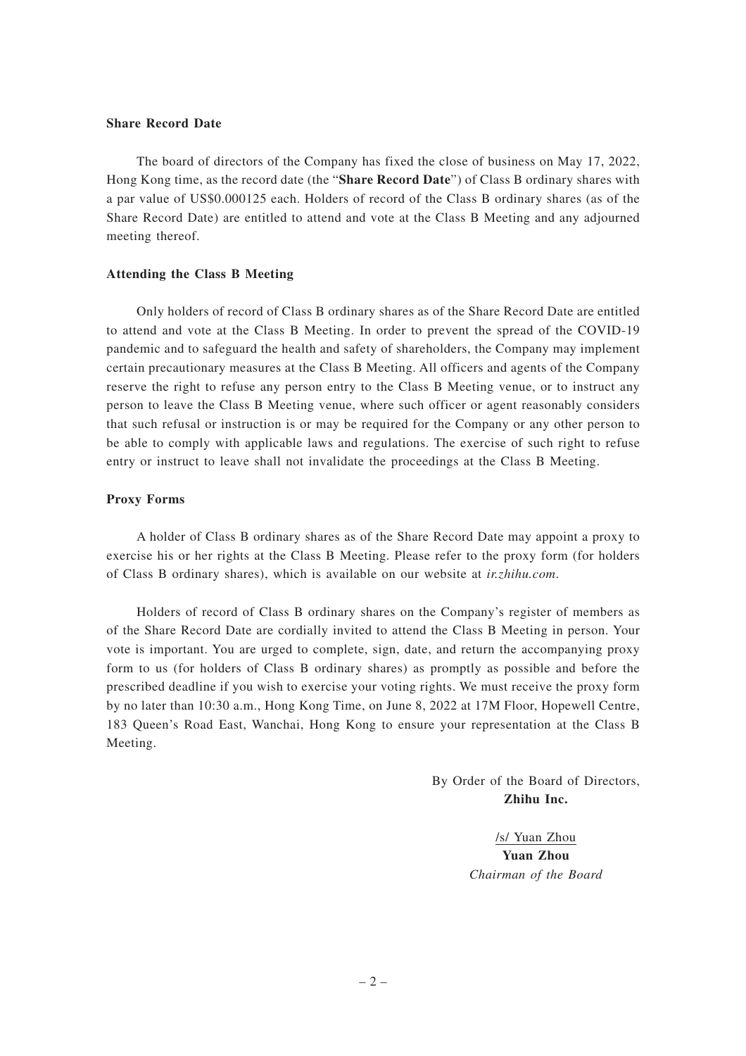**Share Record Date**

The board of directors of the Company has fixed the close of business on May 17, 2022, Hong Kong time, as the record date (the "**Share Record Date**") of Class B ordinary shares with a par value of US$0.000125 each. Holders of record of the Class B ordinary shares (as of the Share Record Date) are entitled to attend and vote at the Class B Meeting and any adjourned meeting thereof.

**Attending the Class B Meeting**

Only holders of record of Class B ordinary shares as of the Share Record Date are entitled to attend and vote at the Class B Meeting. In order to prevent the spread of the COVID-19 pandemic and to safeguard the health and safety of shareholders, the Company may implement certain precautionary measures at the Class B Meeting. All officers and agents of the Company reserve the right to refuse any person entry to the Class B Meeting venue, or to instruct any person to leave the Class B Meeting venue, where such officer or agent reasonably considers that such refusal or instruction is or may be required for the Company or any other person to be able to comply with applicable laws and regulations. The exercise of such right to refuse entry or instruct to leave shall not invalidate the proceedings at the Class B Meeting.

**Proxy Forms**

A holder of Class B ordinary shares as of the Share Record Date may appoint a proxy to exercise his or her rights at the Class B Meeting. Please refer to the proxy form (for holders of Class B ordinary shares), which is available on our website at *ir.zhihu.com*.

Holders of record of Class B ordinary shares on the Company's register of members as of the Share Record Date are cordially invited to attend the Class B Meeting in person. Your vote is important. You are urged to complete, sign, date, and return the accompanying proxy form to us (for holders of Class B ordinary shares) as promptly as possible and before the prescribed deadline if you wish to exercise your voting rights. We must receive the proxy form by no later than 10:30 a.m., Hong Kong Time, on June 8, 2022 at 17M Floor, Hopewell Centre, 183 Queen's Road East, Wanchai, Hong Kong to ensure your representation at the Class B Meeting.

By Order of the Board of Directors,
**Zhihu Inc.**

/s/ Yuan Zhou
**Yuan Zhou**
*Chairman of the Board*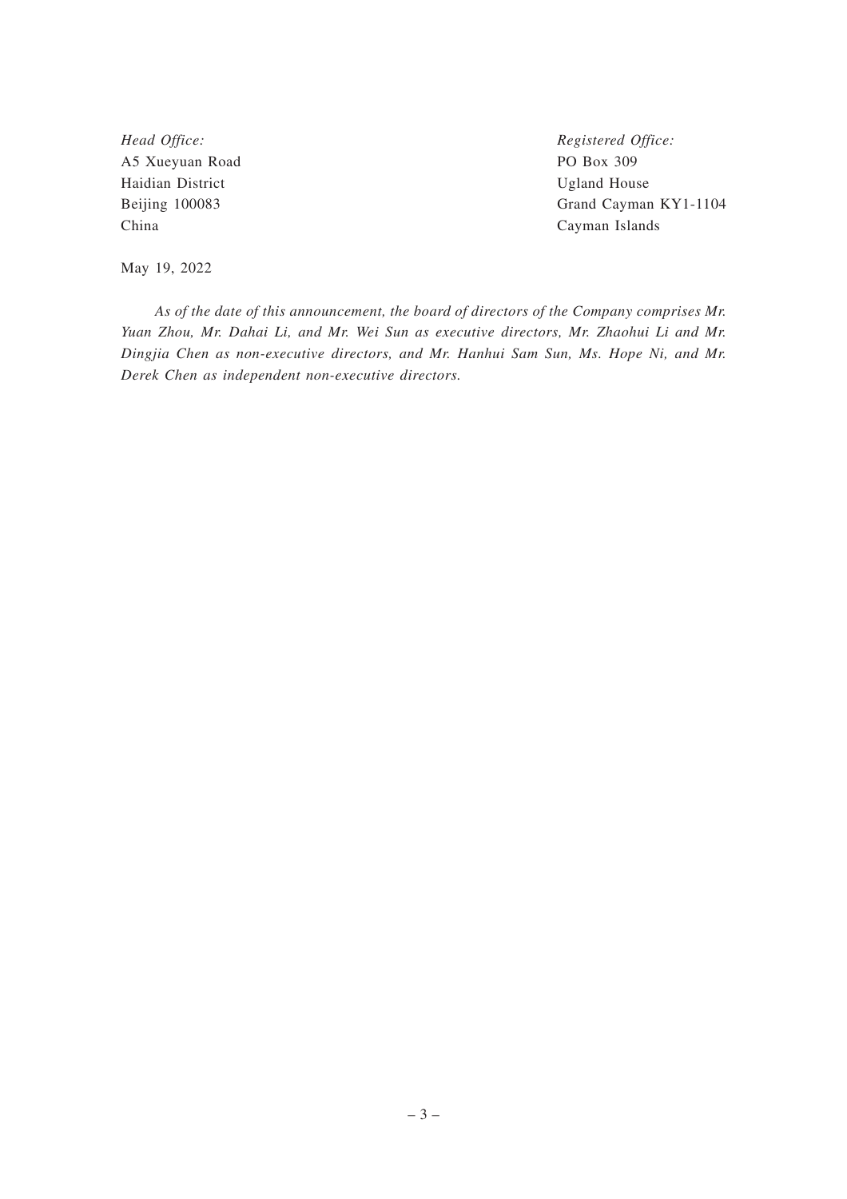*Head Office:*
A5 Xueyuan Road
Haidian District
Beijing 100083
China

*Registered Office:*
PO Box 309
Ugland House
Grand Cayman KY1-1104
Cayman Islands

May 19, 2022

*As of the date of this announcement, the board of directors of the Company comprises Mr. Yuan Zhou, Mr. Dahai Li, and Mr. Wei Sun as executive directors, Mr. Zhaohui Li and Mr. Dingjia Chen as non-executive directors, and Mr. Hanhui Sam Sun, Ms. Hope Ni, and Mr. Derek Chen as independent non-executive directors.*